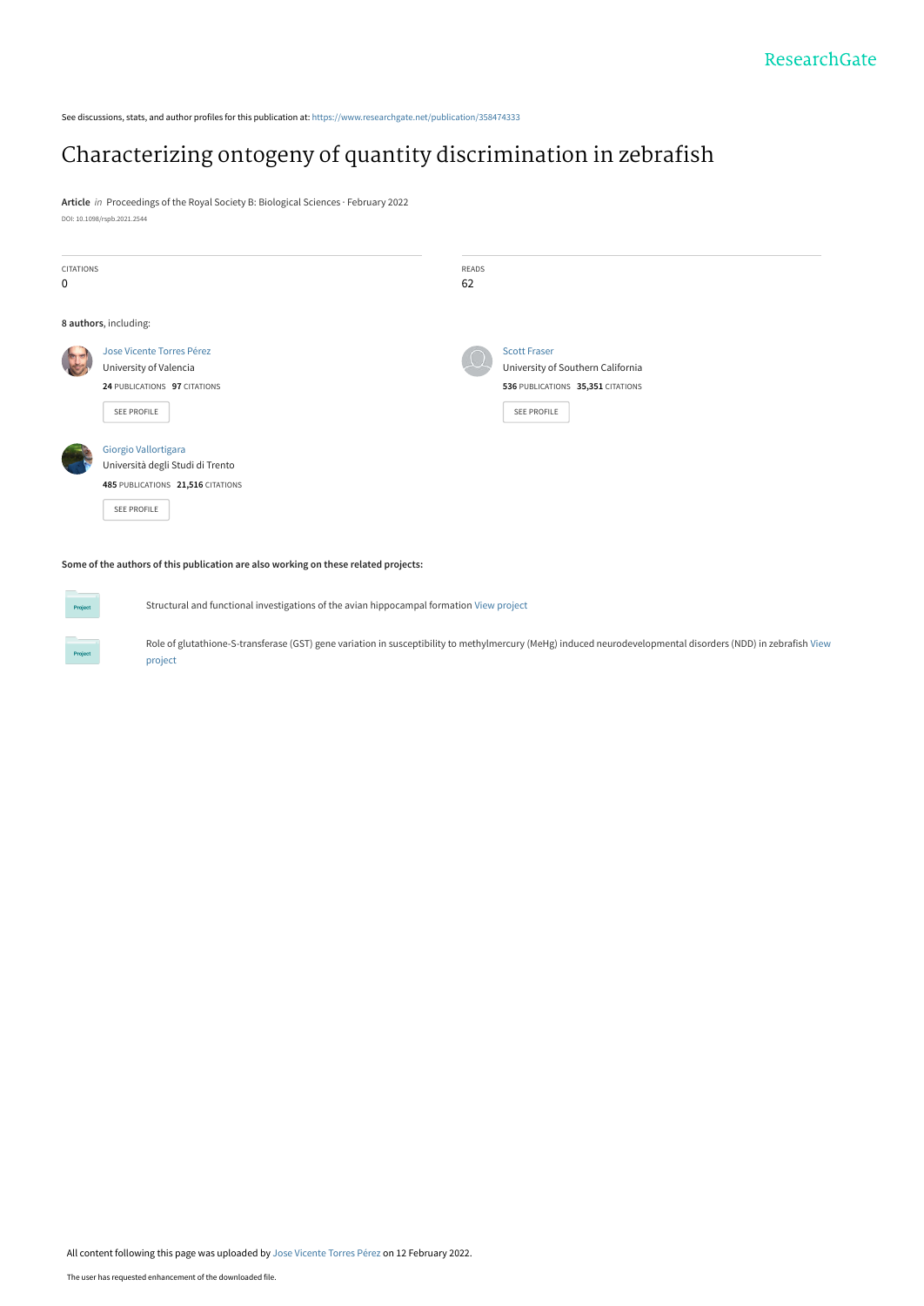ResearchGate

See discussions, stats, and author profiles for this publication at: https://www.researchgate.net/publication/358474333

# Characterizing ontogeny of quantity discrimination in zebrafish

**Article** *in* Proceedings of the Royal Society B: Biological Sciences · February 2022

DOI: 10.1098/rspb.2021.2544

| CITATIONS | READS |
|---|---|
| 0 | 62 |

**8 authors**, including:

Jose Vicente Torres Pérez
University of Valencia
**24** PUBLICATIONS **97** CITATIONS
SEE PROFILE

Scott Fraser
University of Southern California
**536** PUBLICATIONS **35,351** CITATIONS
SEE PROFILE

Giorgio Vallortigara
Università degli Studi di Trento
**485** PUBLICATIONS **21,516** CITATIONS
SEE PROFILE

**Some of the authors of this publication are also working on these related projects:**

Project: Structural and functional investigations of the avian hippocampal formation View project

Project: Role of glutathione-S-transferase (GST) gene variation in susceptibility to methylmercury (MeHg) induced neurodevelopmental disorders (NDD) in zebrafish View project

All content following this page was uploaded by Jose Vicente Torres Pérez on 12 February 2022.

The user has requested enhancement of the downloaded file.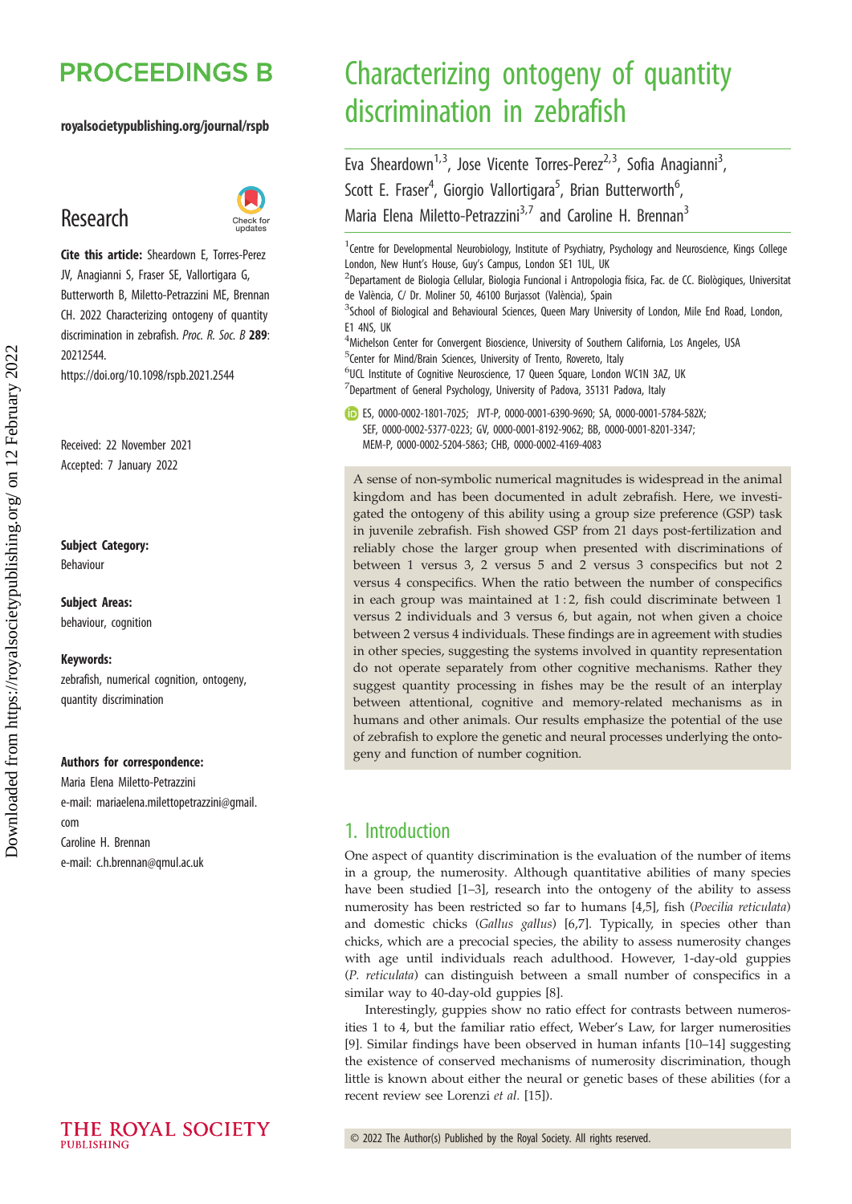# PROCEEDINGS B

royalsocietypublishing.org/journal/rspb

## Research

**Cite this article:** Sheardown E, Torres-Perez JV, Anagianni S, Fraser SE, Vallortigara G, Butterworth B, Miletto-Petrazzini ME, Brennan CH. 2022 Characterizing ontogeny of quantity discrimination in zebrafish. *Proc. R. Soc. B* **289**: 20212544.
https://doi.org/10.1098/rspb.2021.2544

Received: 22 November 2021
Accepted: 7 January 2022

**Subject Category:**
Behaviour

**Subject Areas:**
behaviour, cognition

**Keywords:**
zebrafish, numerical cognition, ontogeny, quantity discrimination

**Authors for correspondence:**
Maria Elena Miletto-Petrazzini
e-mail: mariaelena.milettopetrazzini@gmail.com
Caroline H. Brennan
e-mail: c.h.brennan@qmul.ac.uk

# Characterizing ontogeny of quantity discrimination in zebrafish

Eva Sheardown[1,3], Jose Vicente Torres-Perez[2,3], Sofia Anagianni[3], Scott E. Fraser[4], Giorgio Vallortigara[5], Brian Butterworth[6], Maria Elena Miletto-Petrazzini[3,7] and Caroline H. Brennan[3]

[1]Centre for Developmental Neurobiology, Institute of Psychiatry, Psychology and Neuroscience, Kings College London, New Hunt's House, Guy's Campus, London SE1 1UL, UK
[2]Departament de Biologia Cellular, Biologia Funcional i Antropologia física, Fac. de CC. Biològiques, Universitat de València, C/ Dr. Moliner 50, 46100 Burjassot (València), Spain
[3]School of Biological and Behavioural Sciences, Queen Mary University of London, Mile End Road, London, E1 4NS, UK
[4]Michelson Center for Convergent Bioscience, University of Southern California, Los Angeles, USA
[5]Center for Mind/Brain Sciences, University of Trento, Rovereto, Italy
[6]UCL Institute of Cognitive Neuroscience, 17 Queen Square, London WC1N 3AZ, UK
[7]Department of General Psychology, University of Padova, 35131 Padova, Italy

ES, 0000-0002-1801-7025; JVT-P, 0000-0001-6390-9690; SA, 0000-0001-5784-582X; SEF, 0000-0002-5377-0223; GV, 0000-0001-8192-9062; BB, 0000-0001-8201-3347; MEM-P, 0000-0002-5204-5863; CHB, 0000-0002-4169-4083

A sense of non-symbolic numerical magnitudes is widespread in the animal kingdom and has been documented in adult zebrafish. Here, we investigated the ontogeny of this ability using a group size preference (GSP) task in juvenile zebrafish. Fish showed GSP from 21 days post-fertilization and reliably chose the larger group when presented with discriminations of between 1 versus 3, 2 versus 5 and 2 versus 3 conspecifics but not 2 versus 4 conspecifics. When the ratio between the number of conspecifics in each group was maintained at 1 : 2, fish could discriminate between 1 versus 2 individuals and 3 versus 6, but again, not when given a choice between 2 versus 4 individuals. These findings are in agreement with studies in other species, suggesting the systems involved in quantity representation do not operate separately from other cognitive mechanisms. Rather they suggest quantity processing in fishes may be the result of an interplay between attentional, cognitive and memory-related mechanisms as in humans and other animals. Our results emphasize the potential of the use of zebrafish to explore the genetic and neural processes underlying the ontogeny and function of number cognition.

## 1. Introduction

One aspect of quantity discrimination is the evaluation of the number of items in a group, the numerosity. Although quantitative abilities of many species have been studied [1–3], research into the ontogeny of the ability to assess numerosity has been restricted so far to humans [4,5], fish (*Poecilia reticulata*) and domestic chicks (*Gallus gallus*) [6,7]. Typically, in species other than chicks, which are a precocial species, the ability to assess numerosity changes with age until individuals reach adulthood. However, 1-day-old guppies (*P. reticulata*) can distinguish between a small number of conspecifics in a similar way to 40-day-old guppies [8].

Interestingly, guppies show no ratio effect for contrasts between numerosities 1 to 4, but the familiar ratio effect, Weber's Law, for larger numerosities [9]. Similar findings have been observed in human infants [10–14] suggesting the existence of conserved mechanisms of numerosity discrimination, though little is known about either the neural or genetic bases of these abilities (for a recent review see Lorenzi *et al.* [15]).

© 2022 The Author(s) Published by the Royal Society. All rights reserved.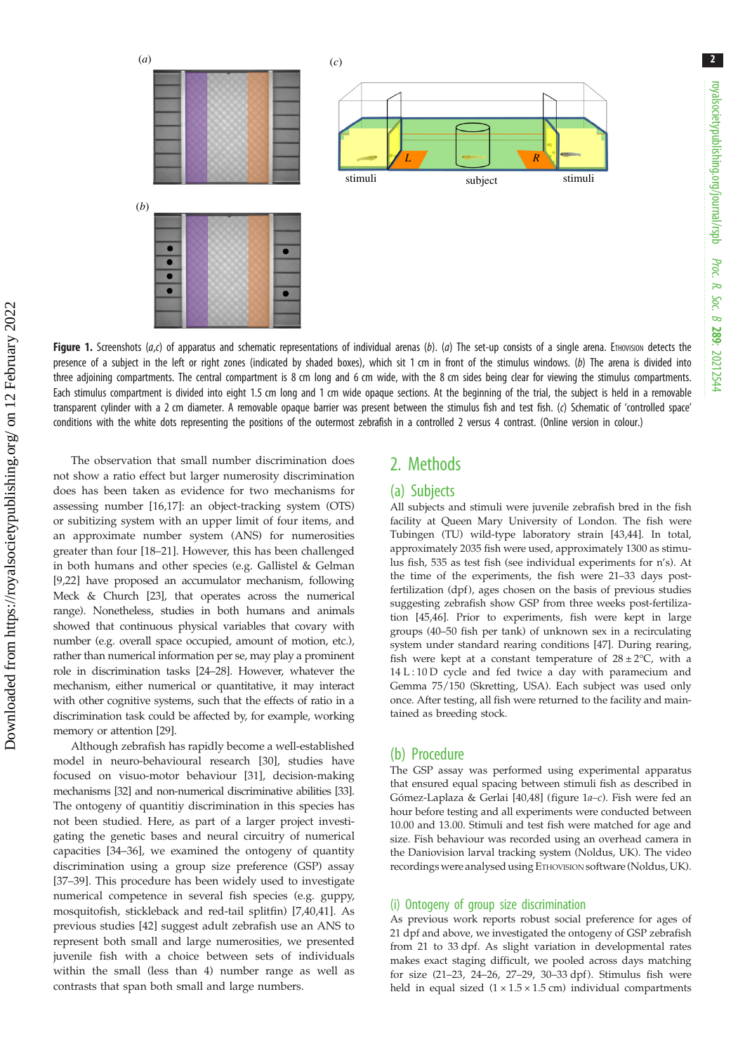**Figure 1.** Screenshots (*a*,*c*) of apparatus and schematic representations of individual arenas (*b*). (*a*) The set-up consists of a single arena. EthoVision detects the presence of a subject in the left or right zones (indicated by shaded boxes), which sit 1 cm in front of the stimulus windows. (*b*) The arena is divided into three adjoining compartments. The central compartment is 8 cm long and 6 cm wide, with the 8 cm sides being clear for viewing the stimulus compartments. Each stimulus compartment is divided into eight 1.5 cm long and 1 cm wide opaque sections. At the beginning of the trial, the subject is held in a removable transparent cylinder with a 2 cm diameter. A removable opaque barrier was present between the stimulus fish and test fish. (*c*) Schematic of 'controlled space' conditions with the white dots representing the positions of the outermost zebrafish in a controlled 2 versus 4 contrast. (Online version in colour.)

The observation that small number discrimination does not show a ratio effect but larger numerosity discrimination does has been taken as evidence for two mechanisms for assessing number [16,17]: an object-tracking system (OTS) or subitizing system with an upper limit of four items, and an approximate number system (ANS) for numerosities greater than four [18–21]. However, this has been challenged in both humans and other species (e.g. Gallistel & Gelman [9,22] have proposed an accumulator mechanism, following Meck & Church [23], that operates across the numerical range). Nonetheless, studies in both humans and animals showed that continuous physical variables that covary with number (e.g. overall space occupied, amount of motion, etc.), rather than numerical information per se, may play a prominent role in discrimination tasks [24–28]. However, whatever the mechanism, either numerical or quantitative, it may interact with other cognitive systems, such that the effects of ratio in a discrimination task could be affected by, for example, working memory or attention [29].

Although zebrafish has rapidly become a well-established model in neuro-behavioural research [30], studies have focused on visuo-motor behaviour [31], decision-making mechanisms [32] and non-numerical discriminative abilities [33]. The ontogeny of quantitiy discrimination in this species has not been studied. Here, as part of a larger project investigating the genetic bases and neural circuitry of numerical capacities [34–36], we examined the ontogeny of quantity discrimination using a group size preference (GSP) assay [37–39]. This procedure has been widely used to investigate numerical competence in several fish species (e.g. guppy, mosquitofish, stickleback and red-tail splitfin) [7,40,41]. As previous studies [42] suggest adult zebrafish use an ANS to represent both small and large numerosities, we presented juvenile fish with a choice between sets of individuals within the small (less than 4) number range as well as contrasts that span both small and large numbers.

## 2. Methods

### (a) Subjects

All subjects and stimuli were juvenile zebrafish bred in the fish facility at Queen Mary University of London. The fish were Tubingen (TU) wild-type laboratory strain [43,44]. In total, approximately 2035 fish were used, approximately 1300 as stimulus fish, 535 as test fish (see individual experiments for n's). At the time of the experiments, the fish were 21–33 days post-fertilization (dpf), ages chosen on the basis of previous studies suggesting zebrafish show GSP from three weeks post-fertilization [45,46]. Prior to experiments, fish were kept in large groups (40–50 fish per tank) of unknown sex in a recirculating system under standard rearing conditions [47]. During rearing, fish were kept at a constant temperature of $28 \pm 2°C$, with a 14 L : 10 D cycle and fed twice a day with paramecium and Gemma 75/150 (Skretting, USA). Each subject was used only once. After testing, all fish were returned to the facility and maintained as breeding stock.

### (b) Procedure

The GSP assay was performed using experimental apparatus that ensured equal spacing between stimuli fish as described in Gómez-Laplaza & Gerlai [40,48] (figure 1*a–c*). Fish were fed an hour before testing and all experiments were conducted between 10.00 and 13.00. Stimuli and test fish were matched for age and size. Fish behaviour was recorded using an overhead camera in the Daniovision larval tracking system (Noldus, UK). The video recordings were analysed using EthoVision software (Noldus, UK).

#### (i) Ontogeny of group size discrimination

As previous work reports robust social preference for ages of 21 dpf and above, we investigated the ontogeny of GSP zebrafish from 21 to 33 dpf. As slight variation in developmental rates makes exact staging difficult, we pooled across days matching for size (21–23, 24–26, 27–29, 30–33 dpf). Stimulus fish were held in equal sized ($1 \times 1.5 \times 1.5$ cm) individual compartments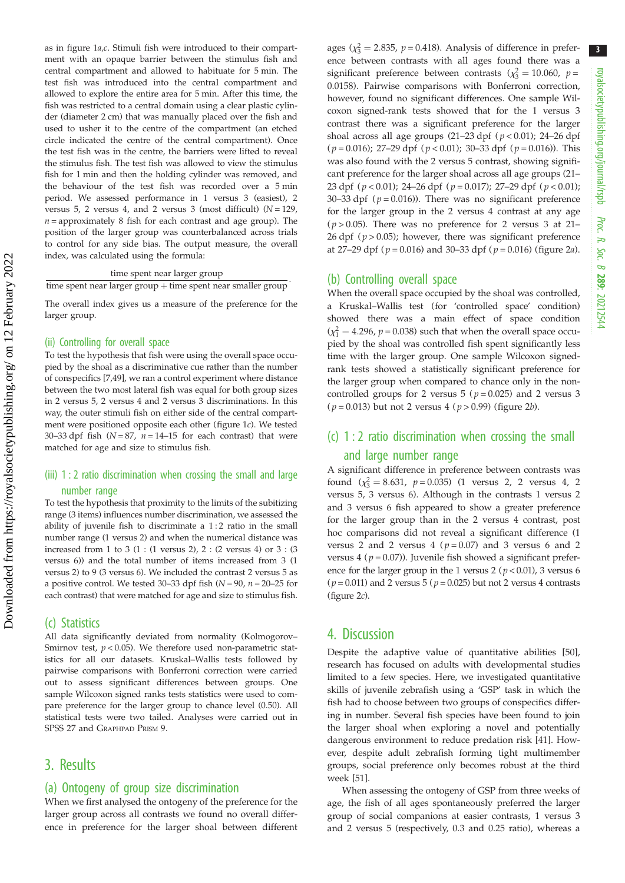as in figure 1*a*,*c*. Stimuli fish were introduced to their compartment with an opaque barrier between the stimulus fish and central compartment and allowed to habituate for 5 min. The test fish was introduced into the central compartment and allowed to explore the entire area for 5 min. After this time, the fish was restricted to a central domain using a clear plastic cylinder (diameter 2 cm) that was manually placed over the fish and used to usher it to the centre of the compartment (an etched circle indicated the centre of the central compartment). Once the test fish was in the centre, the barriers were lifted to reveal the stimulus fish. The test fish was allowed to view the stimulus fish for 1 min and then the holding cylinder was removed, and the behaviour of the test fish was recorded over a 5 min period. We assessed performance in 1 versus 3 (easiest), 2 versus 5, 2 versus 4, and 2 versus 3 (most difficult) ($N = 129$, $n$ = approximately 8 fish for each contrast and age group). The position of the larger group was counterbalanced across trials to control for any side bias. The output measure, the overall index, was calculated using the formula:

$$\frac{\text{time spent near larger group}}{\text{time spent near larger group} + \text{time spent near smaller group}}.$$

The overall index gives us a measure of the preference for the larger group.

### (ii) Controlling for overall space

To test the hypothesis that fish were using the overall space occupied by the shoal as a discriminative cue rather than the number of conspecifics [7,49], we ran a control experiment where distance between the two most lateral fish was equal for both group sizes in 2 versus 5, 2 versus 4 and 2 versus 3 discriminations. In this way, the outer stimuli fish on either side of the central compartment were positioned opposite each other (figure 1*c*). We tested 30–33 dpf fish ($N = 87$, $n = 14$–$15$ for each contrast) that were matched for age and size to stimulus fish.

### (iii) 1 : 2 ratio discrimination when crossing the small and large number range

To test the hypothesis that proximity to the limits of the subitizing range (3 items) influences number discrimination, we assessed the ability of juvenile fish to discriminate a 1 : 2 ratio in the small number range (1 versus 2) and when the numerical distance was increased from 1 to 3 (1 : (1 versus 2), 2 : (2 versus 4) or 3 : (3 versus 6)) and the total number of items increased from 3 (1 versus 2) to 9 (3 versus 6). We included the contrast 2 versus 5 as a positive control. We tested 30–33 dpf fish ($N = 90$, $n = 20$–$25$ for each contrast) that were matched for age and size to stimulus fish.

## (c) Statistics

All data significantly deviated from normality (Kolmogorov–Smirnov test, $p < 0.05$). We therefore used non-parametric statistics for all our datasets. Kruskal–Wallis tests followed by pairwise comparisons with Bonferroni correction were carried out to assess significant differences between groups. One sample Wilcoxon signed ranks tests statistics were used to compare preference for the larger group to chance level (0.50). All statistical tests were two tailed. Analyses were carried out in SPSS 27 and GraphPad Prism 9.

# 3. Results

## (a) Ontogeny of group size discrimination

When we first analysed the ontogeny of the preference for the larger group across all contrasts we found no overall difference in preference for the larger shoal between different ages ($\chi^2_3 = 2.835$, $p = 0.418$). Analysis of difference in preference between contrasts with all ages found there was a significant preference between contrasts ($\chi^2_3 = 10.060$, $p = 0.0158$). Pairwise comparisons with Bonferroni correction, however, found no significant differences. One sample Wilcoxon signed-rank tests showed that for the 1 versus 3 contrast there was a significant preference for the larger shoal across all age groups (21–23 dpf ($p < 0.01$); 24–26 dpf ($p = 0.016$); 27–29 dpf ($p < 0.01$); 30–33 dpf ($p = 0.016$)). This was also found with the 2 versus 5 contrast, showing significant preference for the larger shoal across all age groups (21–23 dpf ($p < 0.01$); 24–26 dpf ($p = 0.017$); 27–29 dpf ($p < 0.01$); 30–33 dpf ($p = 0.016$)). There was no significant preference for the larger group in the 2 versus 4 contrast at any age ($p > 0.05$). There was no preference for 2 versus 3 at 21–26 dpf ($p > 0.05$); however, there was significant preference at 27–29 dpf ($p = 0.016$) and 30–33 dpf ($p = 0.016$) (figure 2*a*).

## (b) Controlling overall space

When the overall space occupied by the shoal was controlled, a Kruskal–Wallis test (for 'controlled space' condition) showed there was a main effect of space condition ($\chi^2_1 = 4.296$, $p = 0.038$) such that when the overall space occupied by the shoal was controlled fish spent significantly less time with the larger group. One sample Wilcoxon signed-rank tests showed a statistically significant preference for the larger group when compared to chance only in the non-controlled groups for 2 versus 5 ($p = 0.025$) and 2 versus 3 ($p = 0.013$) but not 2 versus 4 ($p > 0.99$) (figure 2*b*).

## (c) 1 : 2 ratio discrimination when crossing the small and large number range

A significant difference in preference between contrasts was found ($\chi^2_3 = 8.631$, $p = 0.035$) (1 versus 2, 2 versus 4, 2 versus 5, 3 versus 6). Although in the contrasts 1 versus 2 and 3 versus 6 fish appeared to show a greater preference for the larger group than in the 2 versus 4 contrast, post hoc comparisons did not reveal a significant difference (1 versus 2 and 2 versus 4 ($p = 0.07$) and 3 versus 6 and 2 versus 4 ($p = 0.07$)). Juvenile fish showed a significant preference for the larger group in the 1 versus 2 ($p < 0.01$), 3 versus 6 ($p = 0.011$) and 2 versus 5 ($p = 0.025$) but not 2 versus 4 contrasts (figure 2*c*).

# 4. Discussion

Despite the adaptive value of quantitative abilities [50], research has focused on adults with developmental studies limited to a few species. Here, we investigated quantitative skills of juvenile zebrafish using a 'GSP' task in which the fish had to choose between two groups of conspecifics differing in number. Several fish species have been found to join the larger shoal when exploring a novel and potentially dangerous environment to reduce predation risk [41]. However, despite adult zebrafish forming tight multimember groups, social preference only becomes robust at the third week [51].

When assessing the ontogeny of GSP from three weeks of age, the fish of all ages spontaneously preferred the larger group of social companions at easier contrasts, 1 versus 3 and 2 versus 5 (respectively, 0.3 and 0.25 ratio), whereas a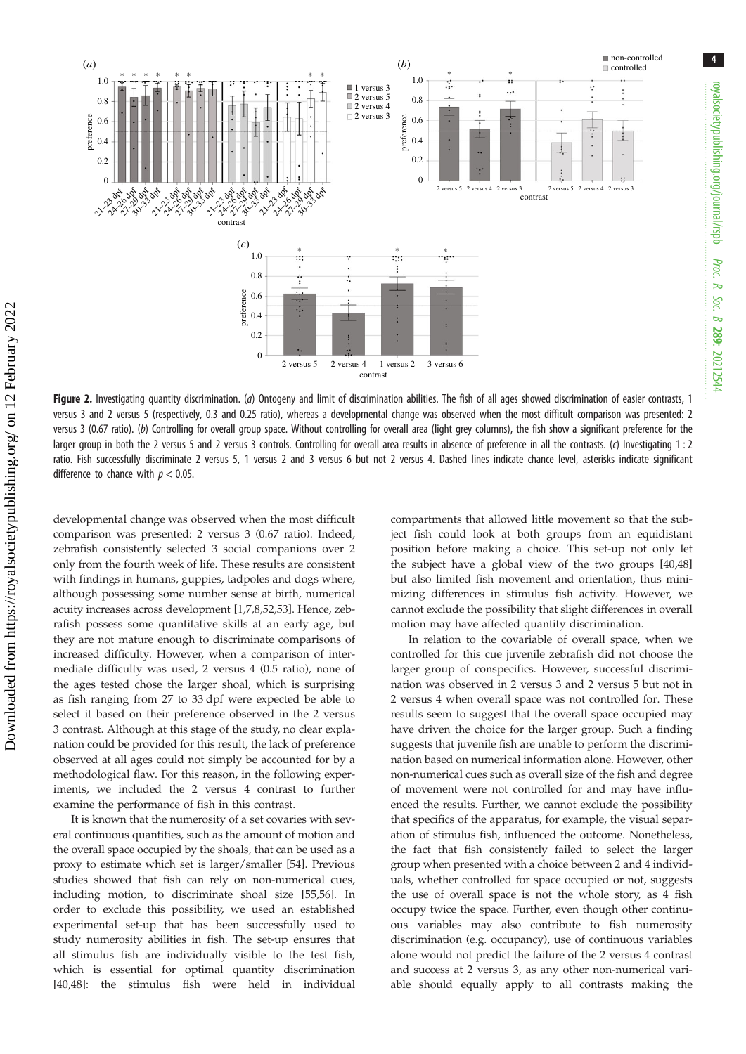**Figure 2.** Investigating quantity discrimination. (*a*) Ontogeny and limit of discrimination abilities. The fish of all ages showed discrimination of easier contrasts, 1 versus 3 and 2 versus 5 (respectively, 0.3 and 0.25 ratio), whereas a developmental change was observed when the most difficult comparison was presented: 2 versus 3 (0.67 ratio). (*b*) Controlling for overall group space. Without controlling for overall area (light grey columns), the fish show a significant preference for the larger group in both the 2 versus 5 and 2 versus 3 controls. Controlling for overall area results in absence of preference in all the contrasts. (*c*) Investigating 1 : 2 ratio. Fish successfully discriminate 2 versus 5, 1 versus 2 and 3 versus 6 but not 2 versus 4. Dashed lines indicate chance level, asterisks indicate significant difference to chance with $p < 0.05$.

developmental change was observed when the most difficult comparison was presented: 2 versus 3 (0.67 ratio). Indeed, zebrafish consistently selected 3 social companions over 2 only from the fourth week of life. These results are consistent with findings in humans, guppies, tadpoles and dogs where, although possessing some number sense at birth, numerical acuity increases across development [1,7,8,52,53]. Hence, zebrafish possess some quantitative skills at an early age, but they are not mature enough to discriminate comparisons of increased difficulty. However, when a comparison of intermediate difficulty was used, 2 versus 4 (0.5 ratio), none of the ages tested chose the larger shoal, which is surprising as fish ranging from 27 to 33 dpf were expected be able to select it based on their preference observed in the 2 versus 3 contrast. Although at this stage of the study, no clear explanation could be provided for this result, the lack of preference observed at all ages could not simply be accounted for by a methodological flaw. For this reason, in the following experiments, we included the 2 versus 4 contrast to further examine the performance of fish in this contrast.

It is known that the numerosity of a set covaries with several continuous quantities, such as the amount of motion and the overall space occupied by the shoals, that can be used as a proxy to estimate which set is larger/smaller [54]. Previous studies showed that fish can rely on non-numerical cues, including motion, to discriminate shoal size [55,56]. In order to exclude this possibility, we used an established experimental set-up that has been successfully used to study numerosity abilities in fish. The set-up ensures that all stimulus fish are individually visible to the test fish, which is essential for optimal quantity discrimination [40,48]: the stimulus fish were held in individual compartments that allowed little movement so that the subject fish could look at both groups from an equidistant position before making a choice. This set-up not only let the subject have a global view of the two groups [40,48] but also limited fish movement and orientation, thus minimizing differences in stimulus fish activity. However, we cannot exclude the possibility that slight differences in overall motion may have affected quantity discrimination.

In relation to the covariable of overall space, when we controlled for this cue juvenile zebrafish did not choose the larger group of conspecifics. However, successful discrimination was observed in 2 versus 3 and 2 versus 5 but not in 2 versus 4 when overall space was not controlled for. These results seem to suggest that the overall space occupied may have driven the choice for the larger group. Such a finding suggests that juvenile fish are unable to perform the discrimination based on numerical information alone. However, other non-numerical cues such as overall size of the fish and degree of movement were not controlled for and may have influenced the results. Further, we cannot exclude the possibility that specifics of the apparatus, for example, the visual separation of stimulus fish, influenced the outcome. Nonetheless, the fact that fish consistently failed to select the larger group when presented with a choice between 2 and 4 individuals, whether controlled for space occupied or not, suggests the use of overall space is not the whole story, as 4 fish occupy twice the space. Further, even though other continuous variables may also contribute to fish numerosity discrimination (e.g. occupancy), use of continuous variables alone would not predict the failure of the 2 versus 4 contrast and success at 2 versus 3, as any other non-numerical variable should equally apply to all contrasts making the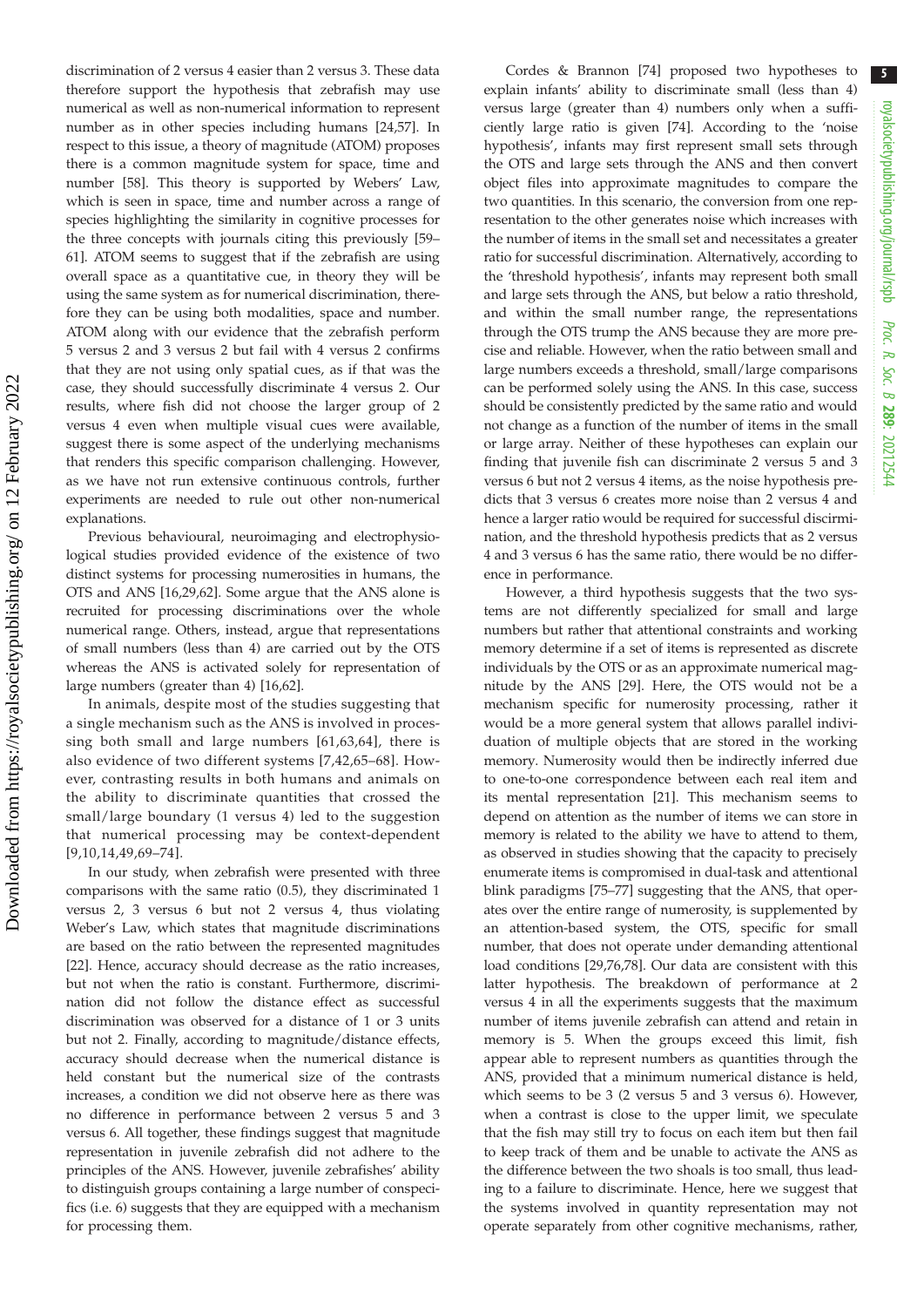discrimination of 2 versus 4 easier than 2 versus 3. These data therefore support the hypothesis that zebrafish may use numerical as well as non-numerical information to represent number as in other species including humans [24,57]. In respect to this issue, a theory of magnitude (ATOM) proposes there is a common magnitude system for space, time and number [58]. This theory is supported by Webers' Law, which is seen in space, time and number across a range of species highlighting the similarity in cognitive processes for the three concepts with journals citing this previously [59–61]. ATOM seems to suggest that if the zebrafish are using overall space as a quantitative cue, in theory they will be using the same system as for numerical discrimination, therefore they can be using both modalities, space and number. ATOM along with our evidence that the zebrafish perform 5 versus 2 and 3 versus 2 but fail with 4 versus 2 confirms that they are not using only spatial cues, as if that was the case, they should successfully discriminate 4 versus 2. Our results, where fish did not choose the larger group of 2 versus 4 even when multiple visual cues were available, suggest there is some aspect of the underlying mechanisms that renders this specific comparison challenging. However, as we have not run extensive continuous controls, further experiments are needed to rule out other non-numerical explanations.

Previous behavioural, neuroimaging and electrophysiological studies provided evidence of the existence of two distinct systems for processing numerosities in humans, the OTS and ANS [16,29,62]. Some argue that the ANS alone is recruited for processing discriminations over the whole numerical range. Others, instead, argue that representations of small numbers (less than 4) are carried out by the OTS whereas the ANS is activated solely for representation of large numbers (greater than 4) [16,62].

In animals, despite most of the studies suggesting that a single mechanism such as the ANS is involved in processing both small and large numbers [61,63,64], there is also evidence of two different systems [7,42,65–68]. However, contrasting results in both humans and animals on the ability to discriminate quantities that crossed the small/large boundary (1 versus 4) led to the suggestion that numerical processing may be context-dependent [9,10,14,49,69–74].

In our study, when zebrafish were presented with three comparisons with the same ratio (0.5), they discriminated 1 versus 2, 3 versus 6 but not 2 versus 4, thus violating Weber's Law, which states that magnitude discriminations are based on the ratio between the represented magnitudes [22]. Hence, accuracy should decrease as the ratio increases, but not when the ratio is constant. Furthermore, discrimination did not follow the distance effect as successful discrimination was observed for a distance of 1 or 3 units but not 2. Finally, according to magnitude/distance effects, accuracy should decrease when the numerical distance is held constant but the numerical size of the contrasts increases, a condition we did not observe here as there was no difference in performance between 2 versus 5 and 3 versus 6. All together, these findings suggest that magnitude representation in juvenile zebrafish did not adhere to the principles of the ANS. However, juvenile zebrafishes' ability to distinguish groups containing a large number of conspecifics (i.e. 6) suggests that they are equipped with a mechanism for processing them.

Cordes & Brannon [74] proposed two hypotheses to explain infants' ability to discriminate small (less than 4) versus large (greater than 4) numbers only when a sufficiently large ratio is given [74]. According to the 'noise hypothesis', infants may first represent small sets through the OTS and large sets through the ANS and then convert object files into approximate magnitudes to compare the two quantities. In this scenario, the conversion from one representation to the other generates noise which increases with the number of items in the small set and necessitates a greater ratio for successful discrimination. Alternatively, according to the 'threshold hypothesis', infants may represent both small and large sets through the ANS, but below a ratio threshold, and within the small number range, the representations through the OTS trump the ANS because they are more precise and reliable. However, when the ratio between small and large numbers exceeds a threshold, small/large comparisons can be performed solely using the ANS. In this case, success should be consistently predicted by the same ratio and would not change as a function of the number of items in the small or large array. Neither of these hypotheses can explain our finding that juvenile fish can discriminate 2 versus 5 and 3 versus 6 but not 2 versus 4 items, as the noise hypothesis predicts that 3 versus 6 creates more noise than 2 versus 4 and hence a larger ratio would be required for successful discrimination, and the threshold hypothesis predicts that as 2 versus 4 and 3 versus 6 has the same ratio, there would be no difference in performance.

However, a third hypothesis suggests that the two systems are not differently specialized for small and large numbers but rather that attentional constraints and working memory determine if a set of items is represented as discrete individuals by the OTS or as an approximate numerical magnitude by the ANS [29]. Here, the OTS would not be a mechanism specific for numerosity processing, rather it would be a more general system that allows parallel individuation of multiple objects that are stored in the working memory. Numerosity would then be indirectly inferred due to one-to-one correspondence between each real item and its mental representation [21]. This mechanism seems to depend on attention as the number of items we can store in memory is related to the ability we have to attend to them, as observed in studies showing that the capacity to precisely enumerate items is compromised in dual-task and attentional blink paradigms [75–77] suggesting that the ANS, that operates over the entire range of numerosity, is supplemented by an attention-based system, the OTS, specific for small number, that does not operate under demanding attentional load conditions [29,76,78]. Our data are consistent with this latter hypothesis. The breakdown of performance at 2 versus 4 in all the experiments suggests that the maximum number of items juvenile zebrafish can attend and retain in memory is 5. When the groups exceed this limit, fish appear able to represent numbers as quantities through the ANS, provided that a minimum numerical distance is held, which seems to be 3 (2 versus 5 and 3 versus 6). However, when a contrast is close to the upper limit, we speculate that the fish may still try to focus on each item but then fail to keep track of them and be unable to activate the ANS as the difference between the two shoals is too small, thus leading to a failure to discriminate. Hence, here we suggest that the systems involved in quantity representation may not operate separately from other cognitive mechanisms, rather,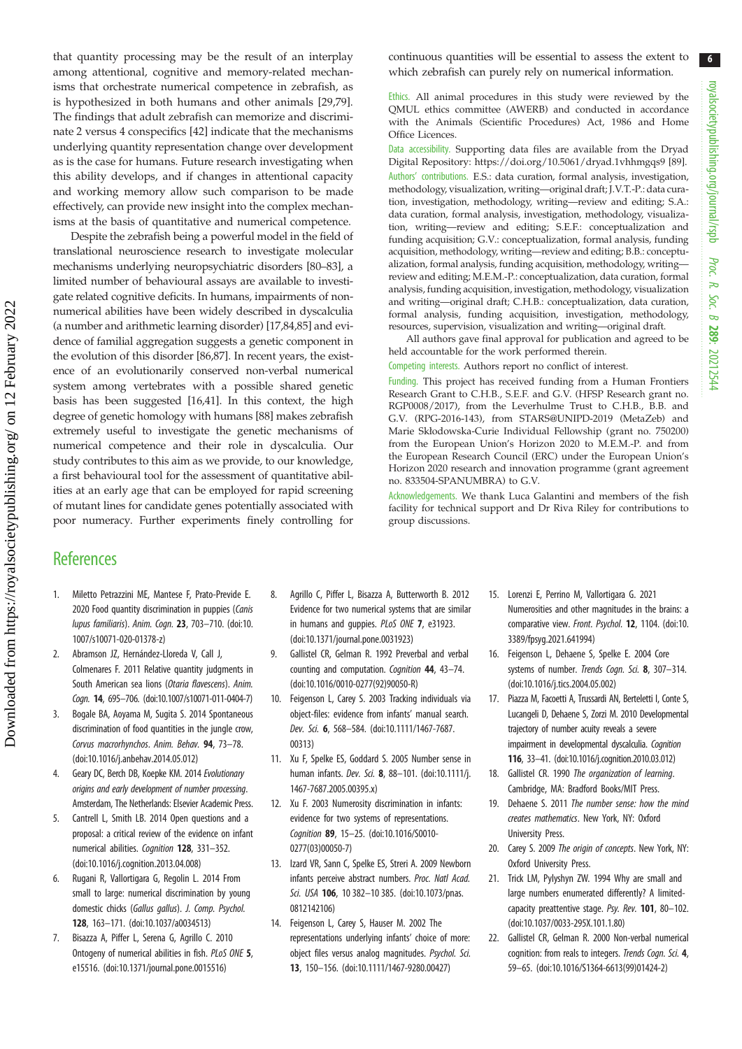that quantity processing may be the result of an interplay among attentional, cognitive and memory-related mechanisms that orchestrate numerical competence in zebrafish, as is hypothesized in both humans and other animals [29,79]. The findings that adult zebrafish can memorize and discriminate 2 versus 4 conspecifics [42] indicate that the mechanisms underlying quantity representation change over development as is the case for humans. Future research investigating when this ability develops, and if changes in attentional capacity and working memory allow such comparison to be made effectively, can provide new insight into the complex mechanisms at the basis of quantitative and numerical competence.

Despite the zebrafish being a powerful model in the field of translational neuroscience research to investigate molecular mechanisms underlying neuropsychiatric disorders [80–83], a limited number of behavioural assays are available to investigate related cognitive deficits. In humans, impairments of non-numerical abilities have been widely described in dyscalculia (a number and arithmetic learning disorder) [17,84,85] and evidence of familial aggregation suggests a genetic component in the evolution of this disorder [86,87]. In recent years, the existence of an evolutionarily conserved non-verbal numerical system among vertebrates with a possible shared genetic basis has been suggested [16,41]. In this context, the high degree of genetic homology with humans [88] makes zebrafish extremely useful to investigate the genetic mechanisms of numerical competence and their role in dyscalculia. Our study contributes to this aim as we provide, to our knowledge, a first behavioural tool for the assessment of quantitative abilities at an early age that can be employed for rapid screening of mutant lines for candidate genes potentially associated with poor numeracy. Further experiments finely controlling for continuous quantities will be essential to assess the extent to which zebrafish can purely rely on numerical information.

Ethics. All animal procedures in this study were reviewed by the QMUL ethics committee (AWERB) and conducted in accordance with the Animals (Scientific Procedures) Act, 1986 and Home Office Licences.

Data accessibility. Supporting data files are available from the Dryad Digital Repository: https://doi.org/10.5061/dryad.1vhhmgqs9 [89].

Authors' contributions. E.S.: data curation, formal analysis, investigation, methodology, visualization, writing—original draft; J.V.T.-P.: data curation, investigation, methodology, writing—review and editing; S.A.: data curation, formal analysis, investigation, methodology, visualization, writing—review and editing; S.E.F.: conceptualization and funding acquisition; G.V.: conceptualization, formal analysis, funding acquisition, methodology, writing—review and editing; B.B.: conceptualization, formal analysis, funding acquisition, methodology, writing—review and editing; M.E.M.-P.: conceptualization, data curation, formal analysis, funding acquisition, investigation, methodology, visualization and writing—original draft; C.H.B.: conceptualization, data curation, formal analysis, funding acquisition, investigation, methodology, resources, supervision, visualization and writing—original draft.

All authors gave final approval for publication and agreed to be held accountable for the work performed therein.

Competing interests. Authors report no conflict of interest.

Funding. This project has received funding from a Human Frontiers Research Grant to C.H.B., S.E.F. and G.V. (HFSP Research grant no. RGP0008/2017), from the Leverhulme Trust to C.H.B., B.B. and G.V. (RPG-2016-143), from STARS@UNIPD-2019 (MetaZeb) and Marie Skłodowska-Curie Individual Fellowship (grant no. 750200) from the European Union's Horizon 2020 to M.E.M.-P. and from the European Research Council (ERC) under the European Union's Horizon 2020 research and innovation programme (grant agreement no. 833504-SPANUMBRA) to G.V.

Acknowledgements. We thank Luca Galantini and members of the fish facility for technical support and Dr Riva Riley for contributions to group discussions.

## References

1. Miletto Petrazzini ME, Mantese F, Prato-Previde E. 2020 Food quantity discrimination in puppies (*Canis lupus familiaris*). *Anim. Cogn.* **23**, 703–710. (doi:10.1007/s10071-020-01378-z)
2. Abramson JZ, Hernández-Lloreda V, Call J, Colmenares F. 2011 Relative quantity judgments in South American sea lions (*Otaria flavescens*). *Anim. Cogn.* **14**, 695–706. (doi:10.1007/s10071-011-0404-7)
3. Bogale BA, Aoyama M, Sugita S. 2014 Spontaneous discrimination of food quantities in the jungle crow, *Corvus macrorhynchos*. *Anim. Behav.* **94**, 73–78. (doi:10.1016/j.anbehav.2014.05.012)
4. Geary DC, Berch DB, Koepke KM. 2014 *Evolutionary origins and early development of number processing*. Amsterdam, The Netherlands: Elsevier Academic Press.
5. Cantrell L, Smith LB. 2014 Open questions and a proposal: a critical review of the evidence on infant numerical abilities. *Cognition* **128**, 331–352. (doi:10.1016/j.cognition.2013.04.008)
6. Rugani R, Vallortigara G, Regolin L. 2014 From small to large: numerical discrimination by young domestic chicks (*Gallus gallus*). *J. Comp. Psychol.* **128**, 163–171. (doi:10.1037/a0034513)
7. Bisazza A, Piffer L, Serena G, Agrillo C. 2010 Ontogeny of numerical abilities in fish. *PLoS ONE* **5**, e15516. (doi:10.1371/journal.pone.0015516)
8. Agrillo C, Piffer L, Bisazza A, Butterworth B. 2012 Evidence for two numerical systems that are similar in humans and guppies. *PLoS ONE* **7**, e31923. (doi:10.1371/journal.pone.0031923)
9. Gallistel CR, Gelman R. 1992 Preverbal and verbal counting and computation. *Cognition* **44**, 43–74. (doi:10.1016/0010-0277(92)90050-R)
10. Feigenson L, Carey S. 2003 Tracking individuals via object-files: evidence from infants' manual search. *Dev. Sci.* **6**, 568–584. (doi:10.1111/1467-7687.00313)
11. Xu F, Spelke ES, Goddard S. 2005 Number sense in human infants. *Dev. Sci.* **8**, 88–101. (doi:10.1111/j.1467-7687.2005.00395.x)
12. Xu F. 2003 Numerosity discrimination in infants: evidence for two systems of representations. *Cognition* **89**, 15–25. (doi:10.1016/S0010-0277(03)00050-7)
13. Izard VR, Sann C, Spelke ES, Streri A. 2009 Newborn infants perceive abstract numbers. *Proc. Natl Acad. Sci. USA* **106**, 10 382–10 385. (doi:10.1073/pnas.0812142106)
14. Feigenson L, Carey S, Hauser M. 2002 The representations underlying infants' choice of more: object files versus analog magnitudes. *Psychol. Sci.* **13**, 150–156. (doi:10.1111/1467-9280.00427)
15. Lorenzi E, Perrino M, Vallortigara G. 2021 Numerosities and other magnitudes in the brains: a comparative view. *Front. Psychol.* **12**, 1104. (doi:10.3389/fpsyg.2021.641994)
16. Feigenson L, Dehaene S, Spelke E. 2004 Core systems of number. *Trends Cogn. Sci.* **8**, 307–314. (doi:10.1016/j.tics.2004.05.002)
17. Piazza M, Facoetti A, Trussardi AN, Berteletti I, Conte S, Lucangeli D, Dehaene S, Zorzi M. 2010 Developmental trajectory of number acuity reveals a severe impairment in developmental dyscalculia. *Cognition* **116**, 33–41. (doi:10.1016/j.cognition.2010.03.012)
18. Gallistel CR. 1990 *The organization of learning*. Cambridge, MA: Bradford Books/MIT Press.
19. Dehaene S. 2011 *The number sense: how the mind creates mathematics*. New York, NY: Oxford University Press.
20. Carey S. 2009 *The origin of concepts*. New York, NY: Oxford University Press.
21. Trick LM, Pylyshyn ZW. 1994 Why are small and large numbers enumerated differently? A limited-capacity preattentive stage. *Psy. Rev.* **101**, 80–102. (doi:10.1037/0033-295X.101.1.80)
22. Gallistel CR, Gelman R. 2000 Non-verbal numerical cognition: from reals to integers. *Trends Cogn. Sci.* **4**, 59–65. (doi:10.1016/S1364-6613(99)01424-2)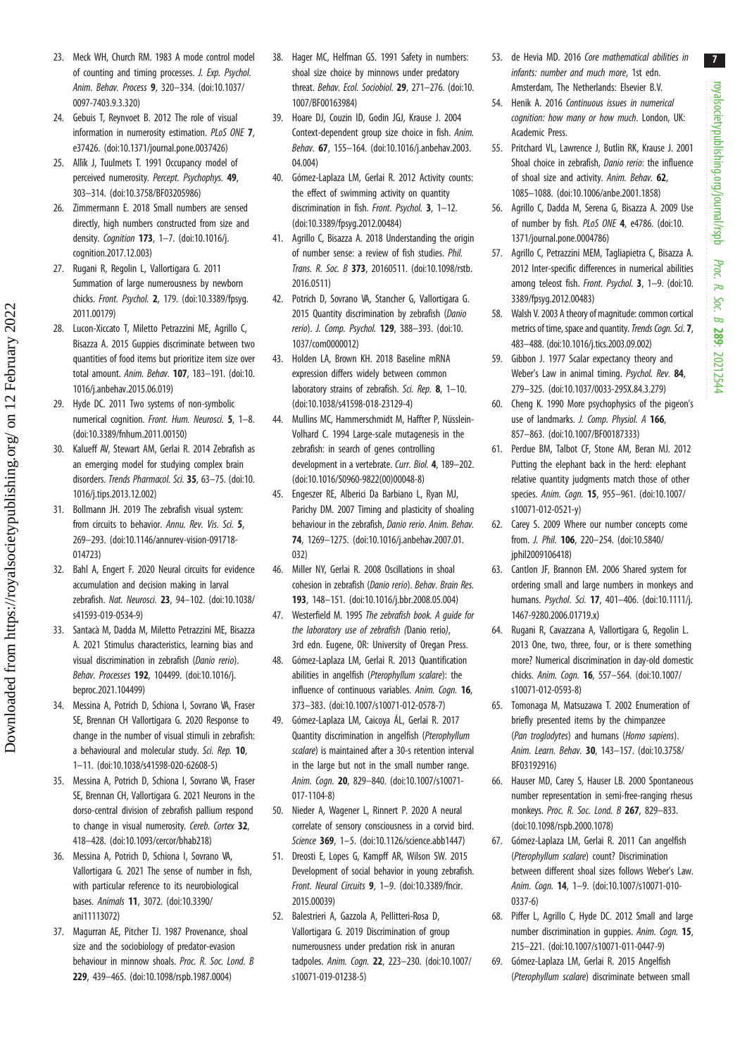23. Meck WH, Church RM. 1983 A mode control model of counting and timing processes. *J. Exp. Psychol. Anim. Behav. Process* **9**, 320–334. (doi:10.1037/0097-7403.9.3.320)
24. Gebuis T, Reynvoet B. 2012 The role of visual information in numerosity estimation. *PLoS ONE* **7**, e37426. (doi:10.1371/journal.pone.0037426)
25. Allik J, Tuulmets T. 1991 Occupancy model of perceived numerosity. *Percept. Psychophys.* **49**, 303–314. (doi:10.3758/BF03205986)
26. Zimmermann E. 2018 Small numbers are sensed directly, high numbers constructed from size and density. *Cognition* **173**, 1–7. (doi:10.1016/j.cognition.2017.12.003)
27. Rugani R, Regolin L, Vallortigara G. 2011 Summation of large numerousness by newborn chicks. *Front. Psychol.* **2**, 179. (doi:10.3389/fpsyg.2011.00179)
28. Lucon-Xiccato T, Miletto Petrazzini ME, Agrillo C, Bisazza A. 2015 Guppies discriminate between two quantities of food items but prioritize item size over total amount. *Anim. Behav.* **107**, 183–191. (doi:10.1016/j.anbehav.2015.06.019)
29. Hyde DC. 2011 Two systems of non-symbolic numerical cognition. *Front. Hum. Neurosci.* **5**, 1–8. (doi:10.3389/fnhum.2011.00150)
30. Kalueff AV, Stewart AM, Gerlai R. 2014 Zebrafish as an emerging model for studying complex brain disorders. *Trends Pharmacol. Sci.* **35**, 63–75. (doi:10.1016/j.tips.2013.12.002)
31. Bollmann JH. 2019 The zebrafish visual system: from circuits to behavior. *Annu. Rev. Vis. Sci.* **5**, 269–293. (doi:10.1146/annurev-vision-091718-014723)
32. Bahl A, Engert F. 2020 Neural circuits for evidence accumulation and decision making in larval zebrafish. *Nat. Neurosci.* **23**, 94–102. (doi:10.1038/s41593-019-0534-9)
33. Santacà M, Dadda M, Miletto Petrazzini ME, Bisazza A. 2021 Stimulus characteristics, learning bias and visual discrimination in zebrafish (*Danio rerio*). *Behav. Processes* **192**, 104499. (doi:10.1016/j.beproc.2021.104499)
34. Messina A, Potrich D, Schiona I, Sovrano VA, Fraser SE, Brennan CH Vallortigara G. 2020 Response to change in the number of visual stimuli in zebrafish: a behavioural and molecular study. *Sci. Rep.* **10**, 1–11. (doi:10.1038/s41598-020-62608-5)
35. Messina A, Potrich D, Schiona I, Sovrano VA, Fraser SE, Brennan CH, Vallortigara G. 2021 Neurons in the dorso-central division of zebrafish pallium respond to change in visual numerosity. *Cereb. Cortex* **32**, 418–428. (doi:10.1093/cercor/bhab218)
36. Messina A, Potrich D, Schiona I, Sovrano VA, Vallortigara G. 2021 The sense of number in fish, with particular reference to its neurobiological bases. *Animals* **11**, 3072. (doi:10.3390/ani11113072)
37. Magurran AE, Pitcher TJ. 1987 Provenance, shoal size and the sociobiology of predator-evasion behaviour in minnow shoals. *Proc. R. Soc. Lond. B* **229**, 439–465. (doi:10.1098/rspb.1987.0004)
38. Hager MC, Helfman GS. 1991 Safety in numbers: shoal size choice by minnows under predatory threat. *Behav. Ecol. Sociobiol.* **29**, 271–276. (doi:10.1007/BF00163984)
39. Hoare DJ, Couzin ID, Godin JGJ, Krause J. 2004 Context-dependent group size choice in fish. *Anim. Behav.* **67**, 155–164. (doi:10.1016/j.anbehav.2003.04.004)
40. Gómez-Laplaza LM, Gerlai R. 2012 Activity counts: the effect of swimming activity on quantity discrimination in fish. *Front. Psychol.* **3**, 1–12. (doi:10.3389/fpsyg.2012.00484)
41. Agrillo C, Bisazza A. 2018 Understanding the origin of number sense: a review of fish studies. *Phil. Trans. R. Soc. B* **373**, 20160511. (doi:10.1098/rstb.2016.0511)
42. Potrich D, Sovrano VA, Stancher G, Vallortigara G. 2015 Quantity discrimination by zebrafish (*Danio rerio*). *J. Comp. Psychol.* **129**, 388–393. (doi:10.1037/com0000012)
43. Holden LA, Brown KH. 2018 Baseline mRNA expression differs widely between common laboratory strains of zebrafish. *Sci. Rep.* **8**, 1–10. (doi:10.1038/s41598-018-23129-4)
44. Mullins MC, Hammerschmidt M, Haffter P, Nüsslein-Volhard C. 1994 Large-scale mutagenesis in the zebrafish: in search of genes controlling development in a vertebrate. *Curr. Biol.* **4**, 189–202. (doi:10.1016/S0960-9822(00)00048-8)
45. Engeszer RE, Alberici Da Barbiano L, Ryan MJ, Parichy DM. 2007 Timing and plasticity of shoaling behaviour in the zebrafish, *Danio rerio*. *Anim. Behav.* **74**, 1269–1275. (doi:10.1016/j.anbehav.2007.01.032)
46. Miller NY, Gerlai R. 2008 Oscillations in shoal cohesion in zebrafish (*Danio rerio*). *Behav. Brain Res.* **193**, 148–151. (doi:10.1016/j.bbr.2008.05.004)
47. Westerfield M. 1995 *The zebrafish book. A guide for the laboratory use of zebrafish (*Danio rerio*)*, 3rd edn. Eugene, OR: University of Oregan Press.
48. Gómez-Laplaza LM, Gerlai R. 2013 Quantification abilities in angelfish (*Pterophyllum scalare*): the influence of continuous variables. *Anim. Cogn.* **16**, 373–383. (doi:10.1007/s10071-012-0578-7)
49. Gómez-Laplaza LM, Caicoya ÁL, Gerlai R. 2017 Quantity discrimination in angelfish (*Pterophyllum scalare*) is maintained after a 30-s retention interval in the large but not in the small number range. *Anim. Cogn.* **20**, 829–840. (doi:10.1007/s10071-017-1104-8)
50. Nieder A, Wagener L, Rinnert P. 2020 A neural correlate of sensory consciousness in a corvid bird. *Science* **369**, 1–5. (doi:10.1126/science.abb1447)
51. Dreosti E, Lopes G, Kampff AR, Wilson SW. 2015 Development of social behavior in young zebrafish. *Front. Neural Circuits* **9**, 1–9. (doi:10.3389/fncir.2015.00039)
52. Balestrieri A, Gazzola A, Pellitteri-Rosa D, Vallortigara G. 2019 Discrimination of group numerousness under predation risk in anuran tadpoles. *Anim. Cogn.* **22**, 223–230. (doi:10.1007/s10071-019-01238-5)
53. de Hevia MD. 2016 *Core mathematical abilities in infants: number and much more*, 1st edn. Amsterdam, The Netherlands: Elsevier B.V.
54. Henik A. 2016 *Continuous issues in numerical cognition: how many or how much*. London, UK: Academic Press.
55. Pritchard VL, Lawrence J, Butlin RK, Krause J. 2001 Shoal choice in zebrafish, *Danio rerio*: the influence of shoal size and activity. *Anim. Behav.* **62**, 1085–1088. (doi:10.1006/anbe.2001.1858)
56. Agrillo C, Dadda M, Serena G, Bisazza A. 2009 Use of number by fish. *PLoS ONE* **4**, e4786. (doi:10.1371/journal.pone.0004786)
57. Agrillo C, Petrazzini MEM, Tagliapietra C, Bisazza A. 2012 Inter-specific differences in numerical abilities among teleost fish. *Front. Psychol.* **3**, 1–9. (doi:10.3389/fpsyg.2012.00483)
58. Walsh V. 2003 A theory of magnitude: common cortical metrics of time, space and quantity. *Trends Cogn. Sci.* **7**, 483–488. (doi:10.1016/j.tics.2003.09.002)
59. Gibbon J. 1977 Scalar expectancy theory and Weber's Law in animal timing. *Psychol. Rev.* **84**, 279–325. (doi:10.1037/0033-295X.84.3.279)
60. Cheng K. 1990 More psychophysics of the pigeon's use of landmarks. *J. Comp. Physiol. A* **166**, 857–863. (doi:10.1007/BF00187333)
61. Perdue BM, Talbot CF, Stone AM, Beran MJ. 2012 Putting the elephant back in the herd: elephant relative quantity judgments match those of other species. *Anim. Cogn.* **15**, 955–961. (doi:10.1007/s10071-012-0521-y)
62. Carey S. 2009 Where our number concepts come from. *J. Phil.* **106**, 220–254. (doi:10.5840/jphil2009106418)
63. Cantlon JF, Brannon EM. 2006 Shared system for ordering small and large numbers in monkeys and humans. *Psychol. Sci.* **17**, 401–406. (doi:10.1111/j.1467-9280.2006.01719.x)
64. Rugani R, Cavazzana A, Vallortigara G, Regolin L. 2013 One, two, three, four, or is there something more? Numerical discrimination in day-old domestic chicks. *Anim. Cogn.* **16**, 557–564. (doi:10.1007/s10071-012-0593-8)
65. Tomonaga M, Matsuzawa T. 2002 Enumeration of briefly presented items by the chimpanzee (*Pan troglodytes*) and humans (*Homo sapiens*). *Anim. Learn. Behav.* **30**, 143–157. (doi:10.3758/BF03192916)
66. Hauser MD, Carey S, Hauser LB. 2000 Spontaneous number representation in semi-free-ranging rhesus monkeys. *Proc. R. Soc. Lond. B* **267**, 829–833. (doi:10.1098/rspb.2000.1078)
67. Gómez-Laplaza LM, Gerlai R. 2011 Can angelfish (*Pterophyllum scalare*) count? Discrimination between different shoal sizes follows Weber's Law. *Anim. Cogn.* **14**, 1–9. (doi:10.1007/s10071-010-0337-6)
68. Piffer L, Agrillo C, Hyde DC. 2012 Small and large number discrimination in guppies. *Anim. Cogn.* **15**, 215–221. (doi:10.1007/s10071-011-0447-9)
69. Gómez-Laplaza LM, Gerlai R. 2015 Angelfish (*Pterophyllum scalare*) discriminate between small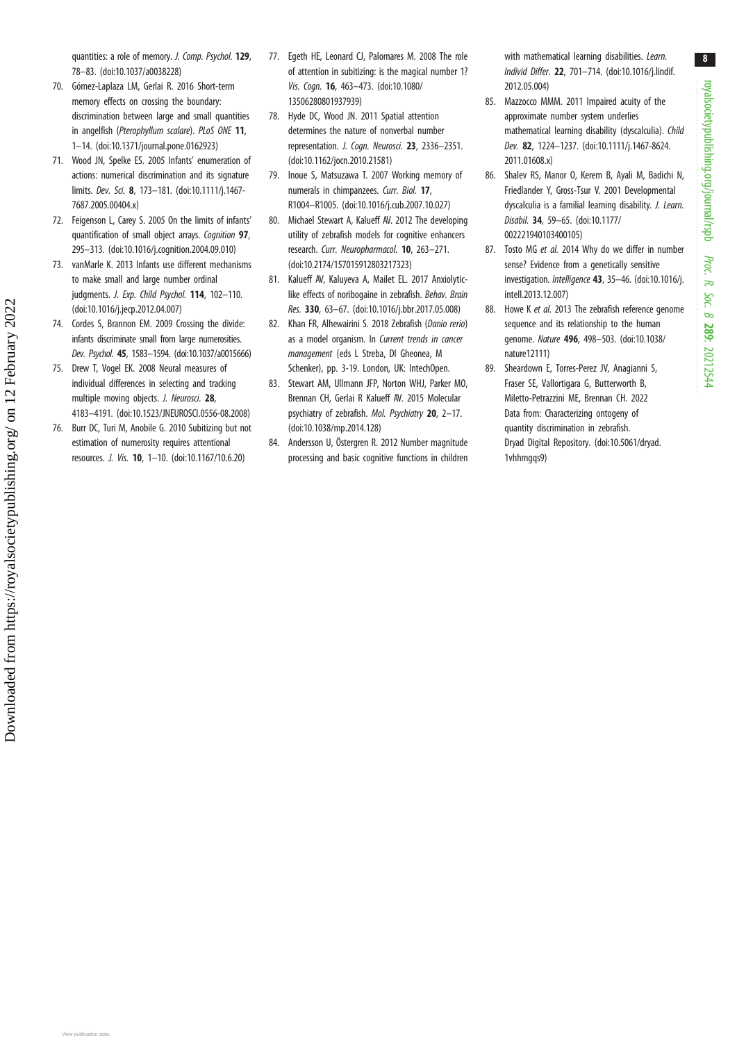quantities: a role of memory. *J. Comp. Psychol.* **129**, 78–83. (doi:10.1037/a0038228)

70. Gómez-Laplaza LM, Gerlai R. 2016 Short-term memory effects on crossing the boundary: discrimination between large and small quantities in angelfish (*Pterophyllum scalare*). *PLoS ONE* **11**, 1–14. (doi:10.1371/journal.pone.0162923)
71. Wood JN, Spelke ES. 2005 Infants' enumeration of actions: numerical discrimination and its signature limits. *Dev. Sci.* **8**, 173–181. (doi:10.1111/j.1467-7687.2005.00404.x)
72. Feigenson L, Carey S. 2005 On the limits of infants' quantification of small object arrays. *Cognition* **97**, 295–313. (doi:10.1016/j.cognition.2004.09.010)
73. vanMarle K. 2013 Infants use different mechanisms to make small and large number ordinal judgments. *J. Exp. Child Psychol.* **114**, 102–110. (doi:10.1016/j.jecp.2012.04.007)
74. Cordes S, Brannon EM. 2009 Crossing the divide: infants discriminate small from large numerosities. *Dev. Psychol.* **45**, 1583–1594. (doi:10.1037/a0015666)
75. Drew T, Vogel EK. 2008 Neural measures of individual differences in selecting and tracking multiple moving objects. *J. Neurosci.* **28**, 4183–4191. (doi:10.1523/JNEUROSCI.0556-08.2008)
76. Burr DC, Turi M, Anobile G. 2010 Subitizing but not estimation of numerosity requires attentional resources. *J. Vis.* **10**, 1–10. (doi:10.1167/10.6.20)
77. Egeth HE, Leonard CJ, Palomares M. 2008 The role of attention in subitizing: is the magical number 1? *Vis. Cogn.* **16**, 463–473. (doi:10.1080/13506280801937939)
78. Hyde DC, Wood JN. 2011 Spatial attention determines the nature of nonverbal number representation. *J. Cogn. Neurosci.* **23**, 2336–2351. (doi:10.1162/jocn.2010.21581)
79. Inoue S, Matsuzawa T. 2007 Working memory of numerals in chimpanzees. *Curr. Biol.* **17**, R1004–R1005. (doi:10.1016/j.cub.2007.10.027)
80. Michael Stewart A, Kalueff AV. 2012 The developing utility of zebrafish models for cognitive enhancers research. *Curr. Neuropharmacol.* **10**, 263–271. (doi:10.2174/157015912803217323)
81. Kalueff AV, Kaluyeva A, Mailet EL. 2017 Anxiolytic-like effects of noribogaine in zebrafish. *Behav. Brain Res.* **330**, 63–67. (doi:10.1016/j.bbr.2017.05.008)
82. Khan FR, Alhewairini S. 2018 Zebrafish (*Danio rerio*) as a model organism. In *Current trends in cancer management* (eds L Streba, DI Gheonea, M Schenker), pp. 3-19. London, UK: IntechOpen.
83. Stewart AM, Ullmann JFP, Norton WHJ, Parker MO, Brennan CH, Gerlai R Kalueff AV. 2015 Molecular psychiatry of zebrafish. *Mol. Psychiatry* **20**, 2–17. (doi:10.1038/mp.2014.128)
84. Andersson U, Östergren R. 2012 Number magnitude processing and basic cognitive functions in children with mathematical learning disabilities. *Learn. Individ Differ.* **22**, 701–714. (doi:10.1016/j.lindif.2012.05.004)
85. Mazzocco MMM. 2011 Impaired acuity of the approximate number system underlies mathematical learning disability (dyscalculia). *Child Dev.* **82**, 1224–1237. (doi:10.1111/j.1467-8624.2011.01608.x)
86. Shalev RS, Manor O, Kerem B, Ayali M, Badichi N, Friedlander Y, Gross-Tsur V. 2001 Developmental dyscalculia is a familial learning disability. *J. Learn. Disabil.* **34**, 59–65. (doi:10.1177/002221940103400105)
87. Tosto MG *et al.* 2014 Why do we differ in number sense? Evidence from a genetically sensitive investigation. *Intelligence* **43**, 35–46. (doi:10.1016/j.intell.2013.12.007)
88. Howe K *et al.* 2013 The zebrafish reference genome sequence and its relationship to the human genome. *Nature* **496**, 498–503. (doi:10.1038/nature12111)
89. Sheardown E, Torres-Perez JV, Anagianni S, Fraser SE, Vallortigara G, Butterworth B, Miletto-Petrazzini ME, Brennan CH. 2022 Data from: Characterizing ontogeny of quantity discrimination in zebrafish. Dryad Digital Repository. (doi:10.5061/dryad.1vhhmgqs9)